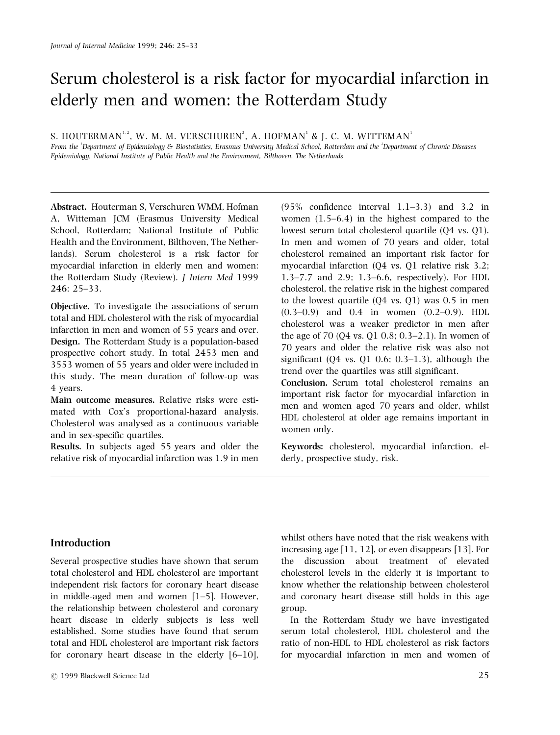Journal of Internal Medicine 1999; **246**: 25–33

# Serum cholesterol is a risk factor for myocardial infarction in elderly men and women: the Rotterdam Study

S. HOUTERMAN[1,2], W. M. M. VERSCHUREN[2], A. HOFMAN[1] & J. C. M. WITTEMAN[1]

*From the [1]Department of Epidemiology & Biostatistics, Erasmus University Medical School, Rotterdam and the [2]Department of Chronic Diseases Epidemiology, National Institute of Public Health and the Environment, Bilthoven, The Netherlands*

---

**Abstract.** Houterman S, Verschuren WMM, Hofman A, Witteman JCM (Erasmus University Medical School, Rotterdam; National Institute of Public Health and the Environment, Bilthoven, The Netherlands). Serum cholesterol is a risk factor for myocardial infarction in elderly men and women: the Rotterdam Study (Review). *J Intern Med* 1999 **246**: 25–33.

**Objective.** To investigate the associations of serum total and HDL cholesterol with the risk of myocardial infarction in men and women of 55 years and over.

**Design.** The Rotterdam Study is a population-based prospective cohort study. In total 2453 men and 3553 women of 55 years and older were included in this study. The mean duration of follow-up was 4 years.

**Main outcome measures.** Relative risks were estimated with Cox's proportional-hazard analysis. Cholesterol was analysed as a continuous variable and in sex-specific quartiles.

**Results.** In subjects aged 55 years and older the relative risk of myocardial infarction was 1.9 in men (95% confidence interval 1.1–3.3) and 3.2 in women (1.5–6.4) in the highest compared to the lowest serum total cholesterol quartile (Q4 vs. Q1). In men and women of 70 years and older, total cholesterol remained an important risk factor for myocardial infarction (Q4 vs. Q1 relative risk 3.2; 1.3–7.7 and 2.9; 1.3–6.6, respectively). For HDL cholesterol, the relative risk in the highest compared to the lowest quartile (Q4 vs. Q1) was 0.5 in men (0.3–0.9) and 0.4 in women (0.2–0.9). HDL cholesterol was a weaker predictor in men after the age of 70 (Q4 vs. Q1 0.8; 0.3–2.1). In women of 70 years and older the relative risk was also not significant (Q4 vs. Q1 0.6; 0.3–1.3), although the trend over the quartiles was still significant.

**Conclusion.** Serum total cholesterol remains an important risk factor for myocardial infarction in men and women aged 70 years and older, whilst HDL cholesterol at older age remains important in women only.

**Keywords:** cholesterol, myocardial infarction, elderly, prospective study, risk.

---

## Introduction

Several prospective studies have shown that serum total cholesterol and HDL cholesterol are important independent risk factors for coronary heart disease in middle-aged men and women [1–5]. However, the relationship between cholesterol and coronary heart disease in elderly subjects is less well established. Some studies have found that serum total and HDL cholesterol are important risk factors for coronary heart disease in the elderly [6–10], whilst others have noted that the risk weakens with increasing age [11, 12], or even disappears [13]. For the discussion about treatment of elevated cholesterol levels in the elderly it is important to know whether the relationship between cholesterol and coronary heart disease still holds in this age group.

In the Rotterdam Study we have investigated serum total cholesterol, HDL cholesterol and the ratio of non-HDL to HDL cholesterol as risk factors for myocardial infarction in men and women of

© 1999 Blackwell Science Ltd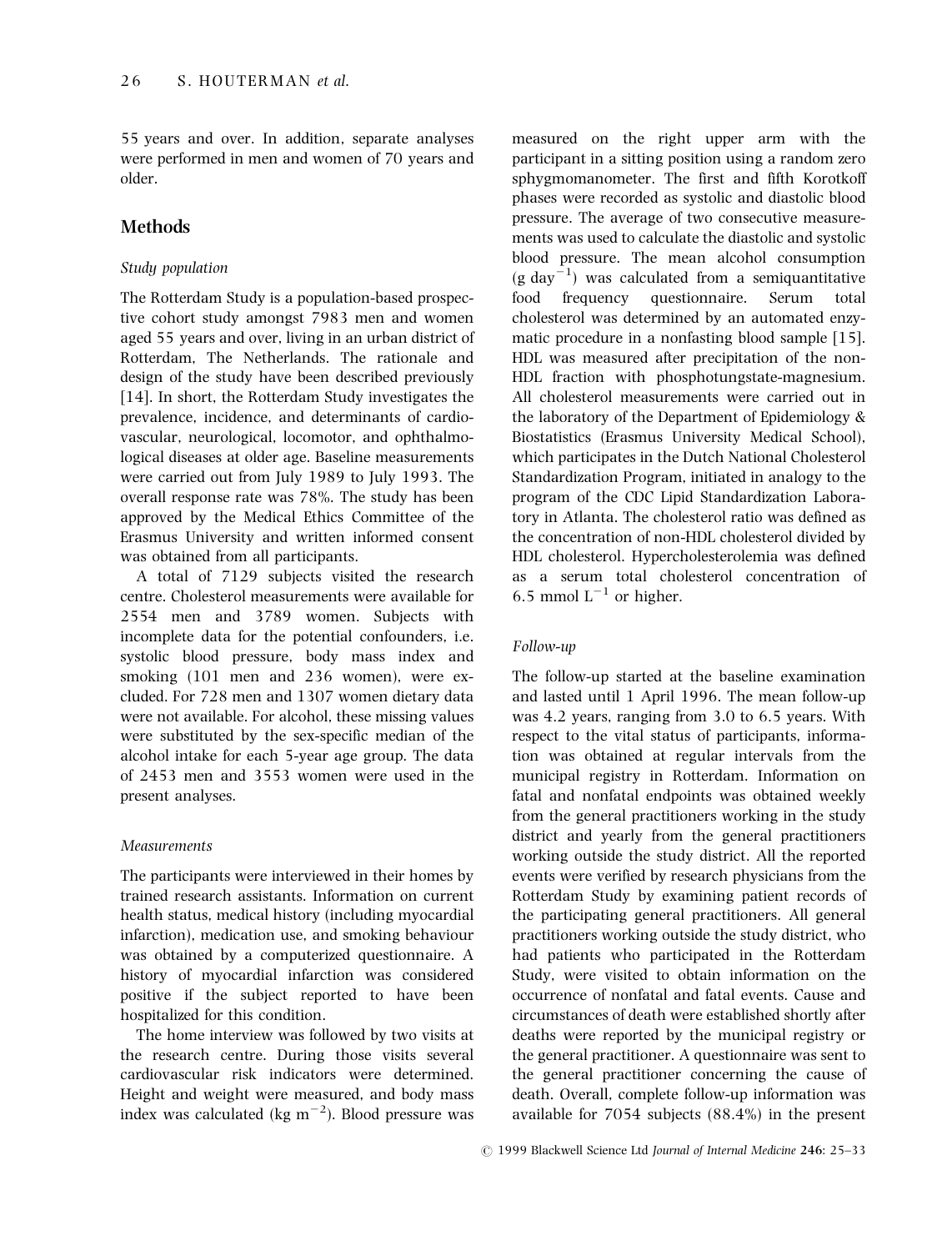55 years and over. In addition, separate analyses were performed in men and women of 70 years and older.

## Methods

### *Study population*

The Rotterdam Study is a population-based prospective cohort study amongst 7983 men and women aged 55 years and over, living in an urban district of Rotterdam, The Netherlands. The rationale and design of the study have been described previously [14]. In short, the Rotterdam Study investigates the prevalence, incidence, and determinants of cardiovascular, neurological, locomotor, and ophthalmological diseases at older age. Baseline measurements were carried out from July 1989 to July 1993. The overall response rate was 78%. The study has been approved by the Medical Ethics Committee of the Erasmus University and written informed consent was obtained from all participants.

A total of 7129 subjects visited the research centre. Cholesterol measurements were available for 2554 men and 3789 women. Subjects with incomplete data for the potential confounders, i.e. systolic blood pressure, body mass index and smoking (101 men and 236 women), were excluded. For 728 men and 1307 women dietary data were not available. For alcohol, these missing values were substituted by the sex-specific median of the alcohol intake for each 5-year age group. The data of 2453 men and 3553 women were used in the present analyses.

### *Measurements*

The participants were interviewed in their homes by trained research assistants. Information on current health status, medical history (including myocardial infarction), medication use, and smoking behaviour was obtained by a computerized questionnaire. A history of myocardial infarction was considered positive if the subject reported to have been hospitalized for this condition.

The home interview was followed by two visits at the research centre. During those visits several cardiovascular risk indicators were determined. Height and weight were measured, and body mass index was calculated (kg $m^{-2}$). Blood pressure was measured on the right upper arm with the participant in a sitting position using a random zero sphygmomanometer. The first and fifth Korotkoff phases were recorded as systolic and diastolic blood pressure. The average of two consecutive measurements was used to calculate the diastolic and systolic blood pressure. The mean alcohol consumption (g $day^{-1}$) was calculated from a semiquantitative food frequency questionnaire. Serum total cholesterol was determined by an automated enzymatic procedure in a nonfasting blood sample [15]. HDL was measured after precipitation of the non-HDL fraction with phosphotungstate-magnesium. All cholesterol measurements were carried out in the laboratory of the Department of Epidemiology & Biostatistics (Erasmus University Medical School), which participates in the Dutch National Cholesterol Standardization Program, initiated in analogy to the program of the CDC Lipid Standardization Laboratory in Atlanta. The cholesterol ratio was defined as the concentration of non-HDL cholesterol divided by HDL cholesterol. Hypercholesterolemia was defined as a serum total cholesterol concentration of 6.5 mmol $L^{-1}$ or higher.

### *Follow-up*

The follow-up started at the baseline examination and lasted until 1 April 1996. The mean follow-up was 4.2 years, ranging from 3.0 to 6.5 years. With respect to the vital status of participants, information was obtained at regular intervals from the municipal registry in Rotterdam. Information on fatal and nonfatal endpoints was obtained weekly from the general practitioners working in the study district and yearly from the general practitioners working outside the study district. All the reported events were verified by research physicians from the Rotterdam Study by examining patient records of the participating general practitioners. All general practitioners working outside the study district, who had patients who participated in the Rotterdam Study, were visited to obtain information on the occurrence of nonfatal and fatal events. Cause and circumstances of death were established shortly after deaths were reported by the municipal registry or the general practitioner. A questionnaire was sent to the general practitioner concerning the cause of death. Overall, complete follow-up information was available for 7054 subjects (88.4%) in the present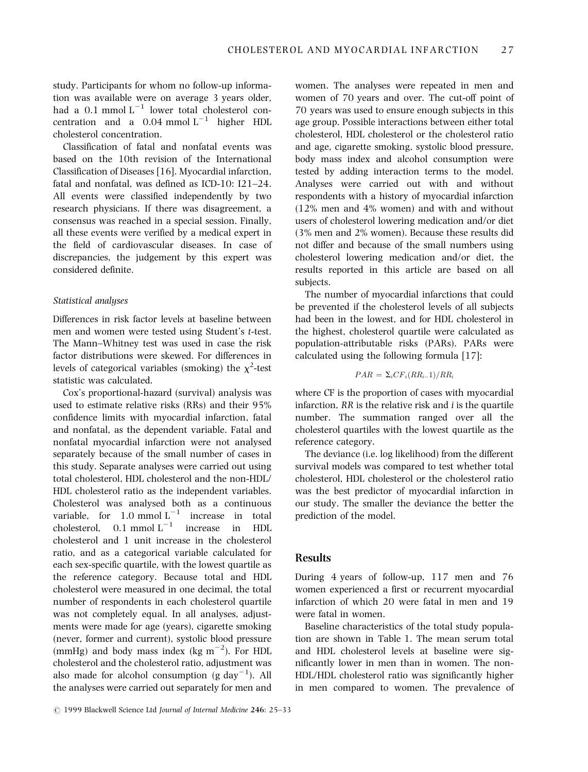study. Participants for whom no follow-up information was available were on average 3 years older, had a 0.1 mmol $L^{-1}$ lower total cholesterol concentration and a 0.04 mmol $L^{-1}$ higher HDL cholesterol concentration.

Classification of fatal and nonfatal events was based on the 10th revision of the International Classification of Diseases [16]. Myocardial infarction, fatal and nonfatal, was defined as ICD-10: I21–24. All events were classified independently by two research physicians. If there was disagreement, a consensus was reached in a special session. Finally, all these events were verified by a medical expert in the field of cardiovascular diseases. In case of discrepancies, the judgement by this expert was considered definite.

### *Statistical analyses*

Differences in risk factor levels at baseline between men and women were tested using Student's *t*-test. The Mann–Whitney test was used in case the risk factor distributions were skewed. For differences in levels of categorical variables (smoking) the $\chi^2$-test statistic was calculated.

Cox's proportional-hazard (survival) analysis was used to estimate relative risks (RRs) and their 95% confidence limits with myocardial infarction, fatal and nonfatal, as the dependent variable. Fatal and nonfatal myocardial infarction were not analysed separately because of the small number of cases in this study. Separate analyses were carried out using total cholesterol, HDL cholesterol and the non-HDL/HDL cholesterol ratio as the independent variables. Cholesterol was analysed both as a continuous variable, for 1.0 mmol $L^{-1}$ increase in total cholesterol, 0.1 mmol $L^{-1}$ increase in HDL cholesterol and 1 unit increase in the cholesterol ratio, and as a categorical variable calculated for each sex-specific quartile, with the lowest quartile as the reference category. Because total and HDL cholesterol were measured in one decimal, the total number of respondents in each cholesterol quartile was not completely equal. In all analyses, adjustments were made for age (years), cigarette smoking (never, former and current), systolic blood pressure (mmHg) and body mass index (kg $m^{-2}$). For HDL cholesterol and the cholesterol ratio, adjustment was also made for alcohol consumption (g $day^{-1}$). All the analyses were carried out separately for men and women. The analyses were repeated in men and women of 70 years and over. The cut-off point of 70 years was used to ensure enough subjects in this age group. Possible interactions between either total cholesterol, HDL cholesterol or the cholesterol ratio and age, cigarette smoking, systolic blood pressure, body mass index and alcohol consumption were tested by adding interaction terms to the model. Analyses were carried out with and without respondents with a history of myocardial infarction (12% men and 4% women) and with and without users of cholesterol lowering medication and/or diet (3% men and 2% women). Because these results did not differ and because of the small numbers using cholesterol lowering medication and/or diet, the results reported in this article are based on all subjects.

The number of myocardial infarctions that could be prevented if the cholesterol levels of all subjects had been in the lowest, and for HDL cholesterol in the highest, cholesterol quartile were calculated as population-attributable risks (PARs). PARs were calculated using the following formula [17]:

$$PAR = \Sigma_i CF_i (RR_{i-}1)/RR_i$$

where *CF* is the proportion of cases with myocardial infarction, *RR* is the relative risk and *i* is the quartile number. The summation ranged over all the cholesterol quartiles with the lowest quartile as the reference category.

The deviance (i.e. log likelihood) from the different survival models was compared to test whether total cholesterol, HDL cholesterol or the cholesterol ratio was the best predictor of myocardial infarction in our study. The smaller the deviance the better the prediction of the model.

## Results

During 4 years of follow-up, 117 men and 76 women experienced a first or recurrent myocardial infarction of which 20 were fatal in men and 19 were fatal in women.

Baseline characteristics of the total study population are shown in Table 1. The mean serum total and HDL cholesterol levels at baseline were significantly lower in men than in women. The non-HDL/HDL cholesterol ratio was significantly higher in men compared to women. The prevalence of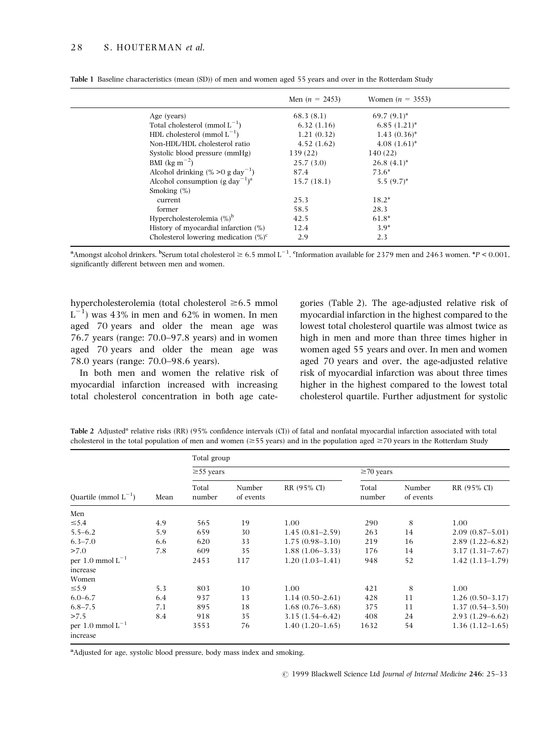**Table 1** Baseline characteristics (mean (SD)) of men and women aged 55 years and over in the Rotterdam Study

| | Men ($n$ = 2453) | Women ($n$ = 3553) |
|---|---|---|
| Age (years) | 68.3 (8.1) | 69.7 (9.1)* |
| Total cholesterol (mmol $L^{-1}$) | 6.32 (1.16) | 6.85 (1.21)* |
| HDL cholesterol (mmol $L^{-1}$) | 1.21 (0.32) | 1.43 (0.36)* |
| Non-HDL/HDL cholesterol ratio | 4.52 (1.62) | 4.08 (1.61)* |
| Systolic blood pressure (mmHg) | 139 (22) | 140 (22) |
| BMI (kg $m^{-2}$) | 25.7 (3.0) | 26.8 (4.1)* |
| Alcohol drinking (% >0 g $day^{-1}$) | 87.4 | 73.6* |
| Alcohol consumption (g $day^{-1}$)[a] | 15.7 (18.1) | 5.5 (9.7)* |
| Smoking (%) | | |
| current | 25.3 | 18.2* |
| former | 58.5 | 28.3 |
| Hypercholesterolemia (%)[b] | 42.5 | 61.8* |
| History of myocardial infarction (%) | 12.4 | 3.9* |
| Cholesterol lowering medication (%)[c] | 2.9 | 2.3 |

[a]Amongst alcohol drinkers. [b]Serum total cholesterol ≥ 6.5 mmol $L^{-1}$. [c]Information available for 2379 men and 2463 women. *$P < 0.001$, significantly different between men and women.

hypercholesterolemia (total cholesterol ≥6.5 mmol $L^{-1}$) was 43% in men and 62% in women. In men aged 70 years and older the mean age was 76.7 years (range: 70.0–97.8 years) and in women aged 70 years and older the mean age was 78.0 years (range: 70.0–98.6 years).

In both men and women the relative risk of myocardial infarction increased with increasing total cholesterol concentration in both age categories (Table 2). The age-adjusted relative risk of myocardial infarction in the highest compared to the lowest total cholesterol quartile was almost twice as high in men and more than three times higher in women aged 55 years and over. In men and women aged 70 years and over, the age-adjusted relative risk of myocardial infarction was about three times higher in the highest compared to the lowest total cholesterol quartile. Further adjustment for systolic

**Table 2** Adjusted[a] relative risks (RR) (95% confidence intervals (CI)) of fatal and nonfatal myocardial infarction associated with total cholesterol in the total population of men and women (≥55 years) and in the population aged ≥70 years in the Rotterdam Study

| | | Total group | | | | | |
|---|---|---|---|---|---|---|---|
| | | ≥55 years | | | ≥70 years | | |
| Quartile (mmol $L^{-1}$) | Mean | Total number | Number of events | RR (95% CI) | Total number | Number of events | RR (95% CI) |
| Men | | | | | | | |
| ≤5.4 | 4.9 | 565 | 19 | 1.00 | 290 | 8 | 1.00 |
| 5.5–6.2 | 5.9 | 659 | 30 | 1.45 (0.81–2.59) | 263 | 14 | 2.09 (0.87–5.01) |
| 6.3–7.0 | 6.6 | 620 | 33 | 1.75 (0.98–3.10) | 219 | 16 | 2.89 (1.22–6.82) |
| >7.0 | 7.8 | 609 | 35 | 1.88 (1.06–3.33) | 176 | 14 | 3.17 (1.31–7.67) |
| per 1.0 mmol $L^{-1}$ increase | | 2453 | 117 | 1.20 (1.03–1.41) | 948 | 52 | 1.42 (1.13–1.79) |
| Women | | | | | | | |
| ≤5.9 | 5.3 | 803 | 10 | 1.00 | 421 | 8 | 1.00 |
| 6.0–6.7 | 6.4 | 937 | 13 | 1.14 (0.50–2.61) | 428 | 11 | 1.26 (0.50–3.17) |
| 6.8–7.5 | 7.1 | 895 | 18 | 1.68 (0.76–3.68) | 375 | 11 | 1.37 (0.54–3.50) |
| >7.5 | 8.4 | 918 | 35 | 3.15 (1.54–6.42) | 408 | 24 | 2.93 (1.29–6.62) |
| per 1.0 mmol $L^{-1}$ increase | | 3553 | 76 | 1.40 (1.20–1.65) | 1632 | 54 | 1.36 (1.12–1.65) |

[a]Adjusted for age, systolic blood pressure, body mass index and smoking.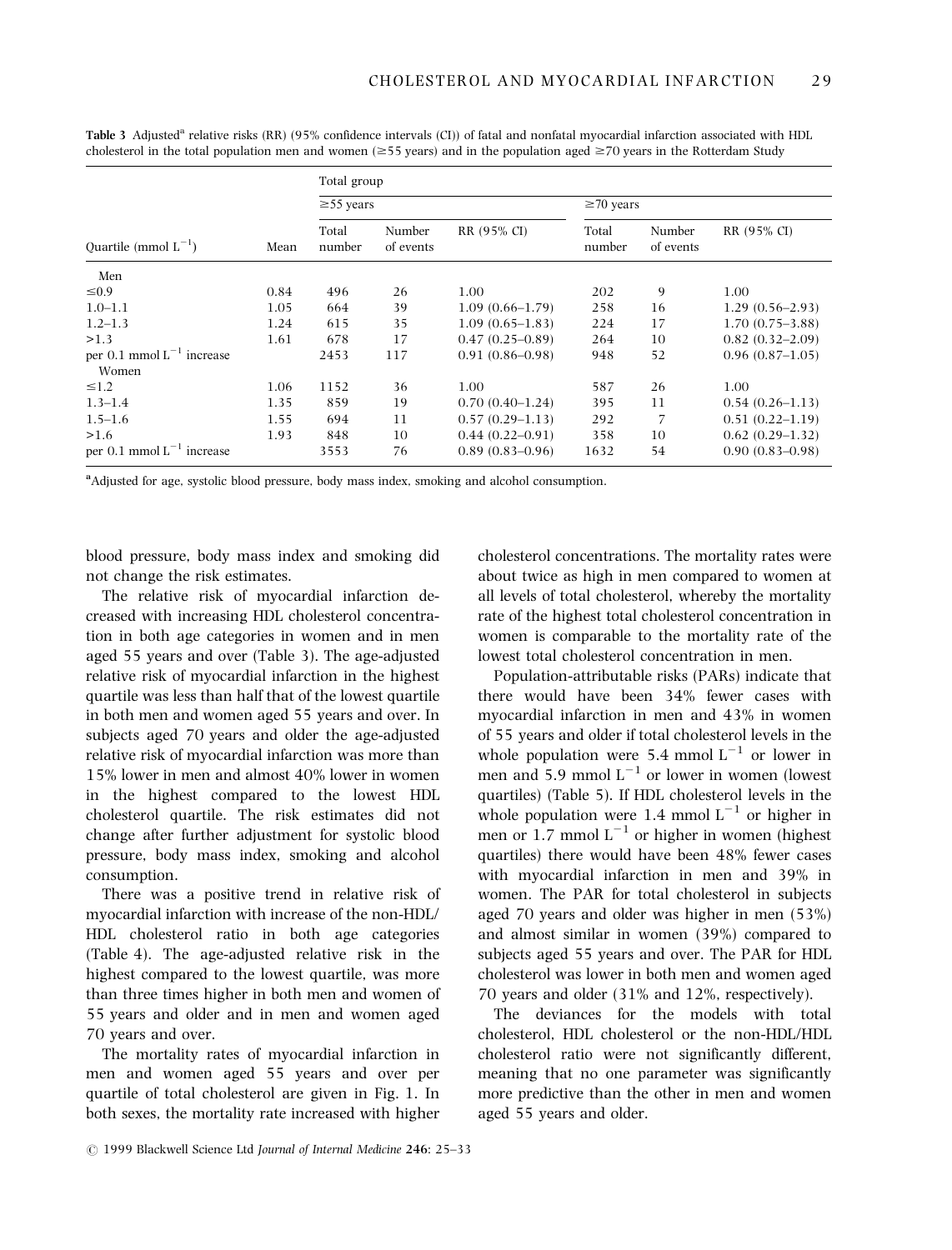**Table 3** Adjusted[a] relative risks (RR) (95% confidence intervals (CI)) of fatal and nonfatal myocardial infarction associated with HDL cholesterol in the total population men and women (≥55 years) and in the population aged ≥70 years in the Rotterdam Study

| | | Total group | | | | | |
|---|---|---|---|---|---|---|---|
| | | ≥55 years | | | ≥70 years | | |
| Quartile (mmol $L^{-1}$) | Mean | Total number | Number of events | RR (95% CI) | Total number | Number of events | RR (95% CI) |
| Men | | | | | | | |
| ≤0.9 | 0.84 | 496 | 26 | 1.00 | 202 | 9 | 1.00 |
| 1.0–1.1 | 1.05 | 664 | 39 | 1.09 (0.66–1.79) | 258 | 16 | 1.29 (0.56–2.93) |
| 1.2–1.3 | 1.24 | 615 | 35 | 1.09 (0.65–1.83) | 224 | 17 | 1.70 (0.75–3.88) |
| >1.3 | 1.61 | 678 | 17 | 0.47 (0.25–0.89) | 264 | 10 | 0.82 (0.32–2.09) |
| per 0.1 mmol $L^{-1}$ increase | | 2453 | 117 | 0.91 (0.86–0.98) | 948 | 52 | 0.96 (0.87–1.05) |
| Women | | | | | | | |
| ≤1.2 | 1.06 | 1152 | 36 | 1.00 | 587 | 26 | 1.00 |
| 1.3–1.4 | 1.35 | 859 | 19 | 0.70 (0.40–1.24) | 395 | 11 | 0.54 (0.26–1.13) |
| 1.5–1.6 | 1.55 | 694 | 11 | 0.57 (0.29–1.13) | 292 | 7 | 0.51 (0.22–1.19) |
| >1.6 | 1.93 | 848 | 10 | 0.44 (0.22–0.91) | 358 | 10 | 0.62 (0.29–1.32) |
| per 0.1 mmol $L^{-1}$ increase | | 3553 | 76 | 0.89 (0.83–0.96) | 1632 | 54 | 0.90 (0.83–0.98) |

[a]Adjusted for age, systolic blood pressure, body mass index, smoking and alcohol consumption.

blood pressure, body mass index and smoking did not change the risk estimates.

The relative risk of myocardial infarction decreased with increasing HDL cholesterol concentration in both age categories in women and in men aged 55 years and over (Table 3). The age-adjusted relative risk of myocardial infarction in the highest quartile was less than half that of the lowest quartile in both men and women aged 55 years and over. In subjects aged 70 years and older the age-adjusted relative risk of myocardial infarction was more than 15% lower in men and almost 40% lower in women in the highest compared to the lowest HDL cholesterol quartile. The risk estimates did not change after further adjustment for systolic blood pressure, body mass index, smoking and alcohol consumption.

There was a positive trend in relative risk of myocardial infarction with increase of the non-HDL/HDL cholesterol ratio in both age categories (Table 4). The age-adjusted relative risk in the highest compared to the lowest quartile, was more than three times higher in both men and women of 55 years and older and in men and women aged 70 years and over.

The mortality rates of myocardial infarction in men and women aged 55 years and over per quartile of total cholesterol are given in Fig. 1. In both sexes, the mortality rate increased with higher cholesterol concentrations. The mortality rates were about twice as high in men compared to women at all levels of total cholesterol, whereby the mortality rate of the highest total cholesterol concentration in women is comparable to the mortality rate of the lowest total cholesterol concentration in men.

Population-attributable risks (PARs) indicate that there would have been 34% fewer cases with myocardial infarction in men and 43% in women of 55 years and older if total cholesterol levels in the whole population were 5.4 mmol $L^{-1}$ or lower in men and 5.9 mmol $L^{-1}$ or lower in women (lowest quartiles) (Table 5). If HDL cholesterol levels in the whole population were 1.4 mmol $L^{-1}$ or higher in men or 1.7 mmol $L^{-1}$ or higher in women (highest quartiles) there would have been 48% fewer cases with myocardial infarction in men and 39% in women. The PAR for total cholesterol in subjects aged 70 years and older was higher in men (53%) and almost similar in women (39%) compared to subjects aged 55 years and over. The PAR for HDL cholesterol was lower in both men and women aged 70 years and older (31% and 12%, respectively).

The deviances for the models with total cholesterol, HDL cholesterol or the non-HDL/HDL cholesterol ratio were not significantly different, meaning that no one parameter was significantly more predictive than the other in men and women aged 55 years and older.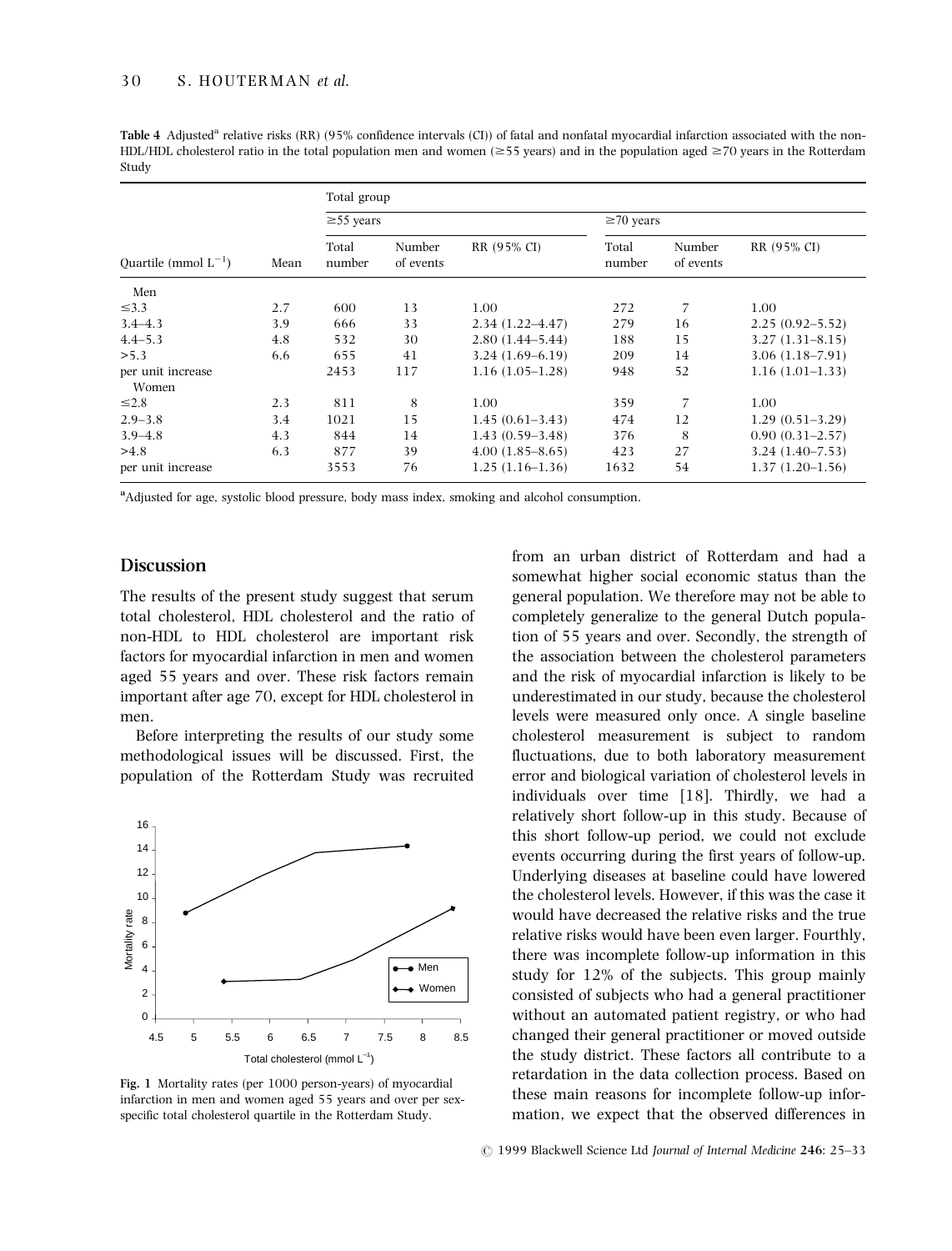**Table 4** Adjusted[a] relative risks (RR) (95% confidence intervals (CI)) of fatal and nonfatal myocardial infarction associated with the non-HDL/HDL cholesterol ratio in the total population men and women (≥55 years) and in the population aged ≥70 years in the Rotterdam Study

| | | Total group | | | | | |
|---|---|---|---|---|---|---|---|
| | | ≥55 years | | | ≥70 years | | |
| Quartile (mmol $L^{-1}$) | Mean | Total number | Number of events | RR (95% CI) | Total number | Number of events | RR (95% CI) |
| Men | | | | | | | |
| ≤3.3 | 2.7 | 600 | 13 | 1.00 | 272 | 7 | 1.00 |
| 3.4–4.3 | 3.9 | 666 | 33 | 2.34 (1.22–4.47) | 279 | 16 | 2.25 (0.92–5.52) |
| 4.4–5.3 | 4.8 | 532 | 30 | 2.80 (1.44–5.44) | 188 | 15 | 3.27 (1.31–8.15) |
| >5.3 | 6.6 | 655 | 41 | 3.24 (1.69–6.19) | 209 | 14 | 3.06 (1.18–7.91) |
| per unit increase | | 2453 | 117 | 1.16 (1.05–1.28) | 948 | 52 | 1.16 (1.01–1.33) |
| Women | | | | | | | |
| ≤2.8 | 2.3 | 811 | 8 | 1.00 | 359 | 7 | 1.00 |
| 2.9–3.8 | 3.4 | 1021 | 15 | 1.45 (0.61–3.43) | 474 | 12 | 1.29 (0.51–3.29) |
| 3.9–4.8 | 4.3 | 844 | 14 | 1.43 (0.59–3.48) | 376 | 8 | 0.90 (0.31–2.57) |
| >4.8 | 6.3 | 877 | 39 | 4.00 (1.85–8.65) | 423 | 27 | 3.24 (1.40–7.53) |
| per unit increase | | 3553 | 76 | 1.25 (1.16–1.36) | 1632 | 54 | 1.37 (1.20–1.56) |

[a]Adjusted for age, systolic blood pressure, body mass index, smoking and alcohol consumption.

## Discussion

The results of the present study suggest that serum total cholesterol, HDL cholesterol and the ratio of non-HDL to HDL cholesterol are important risk factors for myocardial infarction in men and women aged 55 years and over. These risk factors remain important after age 70, except for HDL cholesterol in men.

Before interpreting the results of our study some methodological issues will be discussed. First, the population of the Rotterdam Study was recruited from an urban district of Rotterdam and had a somewhat higher social economic status than the general population. We therefore may not be able to completely generalize to the general Dutch population of 55 years and over. Secondly, the strength of the association between the cholesterol parameters and the risk of myocardial infarction is likely to be underestimated in our study, because the cholesterol levels were measured only once. A single baseline cholesterol measurement is subject to random fluctuations, due to both laboratory measurement error and biological variation of cholesterol levels in individuals over time [18]. Thirdly, we had a relatively short follow-up in this study. Because of this short follow-up period, we could not exclude events occurring during the first years of follow-up. Underlying diseases at baseline could have lowered the cholesterol levels. However, if this was the case it would have decreased the relative risks and the true relative risks would have been even larger. Fourthly, there was incomplete follow-up information in this study for 12% of the subjects. This group mainly consisted of subjects who had a general practitioner without an automated patient registry, or who had changed their general practitioner or moved outside the study district. These factors all contribute to a retardation in the data collection process. Based on these main reasons for incomplete follow-up information, we expect that the observed differences in

**Fig. 1** Mortality rates (per 1000 person-years) of myocardial infarction in men and women aged 55 years and over per sex-specific total cholesterol quartile in the Rotterdam Study.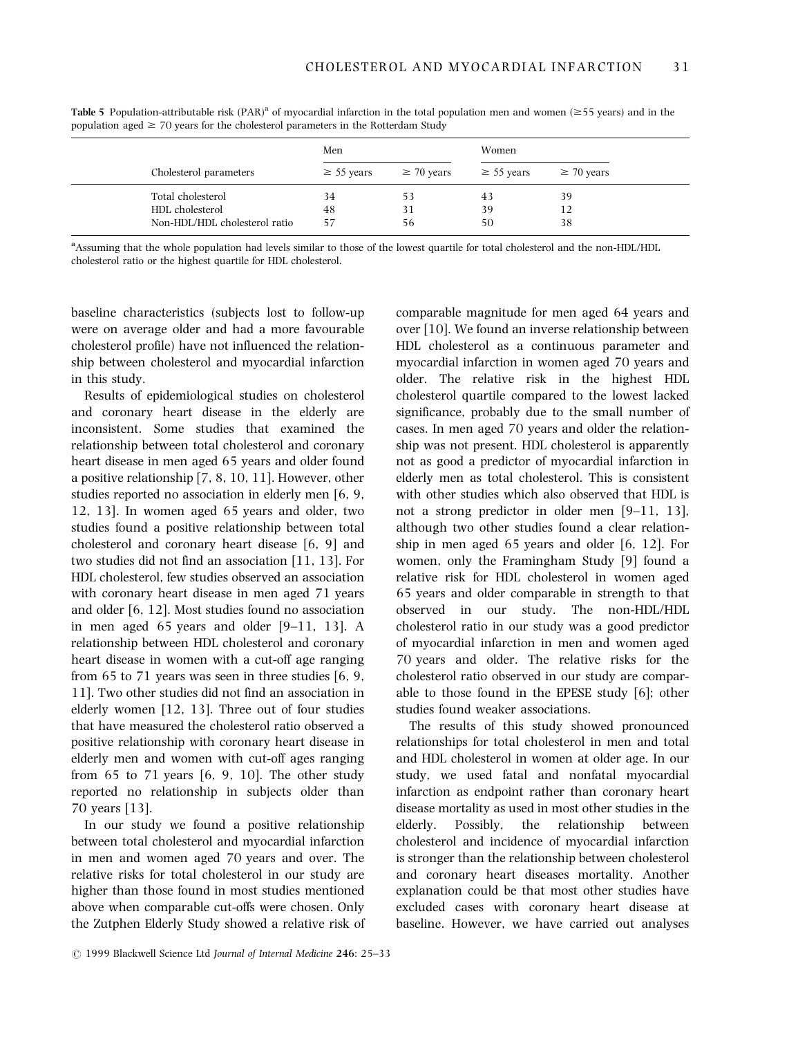**Table 5** Population-attributable risk (PAR)[a] of myocardial infarction in the total population men and women (≥55 years) and in the population aged ≥ 70 years for the cholesterol parameters in the Rotterdam Study

| Cholesterol parameters | Men | | Women | |
|---|---|---|---|---|
| | ≥ 55 years | ≥ 70 years | ≥ 55 years | ≥ 70 years |
| Total cholesterol | 34 | 53 | 43 | 39 |
| HDL cholesterol | 48 | 31 | 39 | 12 |
| Non-HDL/HDL cholesterol ratio | 57 | 56 | 50 | 38 |

[a]Assuming that the whole population had levels similar to those of the lowest quartile for total cholesterol and the non-HDL/HDL cholesterol ratio or the highest quartile for HDL cholesterol.

baseline characteristics (subjects lost to follow-up were on average older and had a more favourable cholesterol profile) have not influenced the relationship between cholesterol and myocardial infarction in this study.

Results of epidemiological studies on cholesterol and coronary heart disease in the elderly are inconsistent. Some studies that examined the relationship between total cholesterol and coronary heart disease in men aged 65 years and older found a positive relationship [7, 8, 10, 11]. However, other studies reported no association in elderly men [6, 9, 12, 13]. In women aged 65 years and older, two studies found a positive relationship between total cholesterol and coronary heart disease [6, 9] and two studies did not find an association [11, 13]. For HDL cholesterol, few studies observed an association with coronary heart disease in men aged 71 years and older [6, 12]. Most studies found no association in men aged 65 years and older [9–11, 13]. A relationship between HDL cholesterol and coronary heart disease in women with a cut-off age ranging from 65 to 71 years was seen in three studies [6, 9, 11]. Two other studies did not find an association in elderly women [12, 13]. Three out of four studies that have measured the cholesterol ratio observed a positive relationship with coronary heart disease in elderly men and women with cut-off ages ranging from 65 to 71 years [6, 9, 10]. The other study reported no relationship in subjects older than 70 years [13].

In our study we found a positive relationship between total cholesterol and myocardial infarction in men and women aged 70 years and over. The relative risks for total cholesterol in our study are higher than those found in most studies mentioned above when comparable cut-offs were chosen. Only the Zutphen Elderly Study showed a relative risk of comparable magnitude for men aged 64 years and over [10]. We found an inverse relationship between HDL cholesterol as a continuous parameter and myocardial infarction in women aged 70 years and older. The relative risk in the highest HDL cholesterol quartile compared to the lowest lacked significance, probably due to the small number of cases. In men aged 70 years and older the relationship was not present. HDL cholesterol is apparently not as good a predictor of myocardial infarction in elderly men as total cholesterol. This is consistent with other studies which also observed that HDL is not a strong predictor in older men [9–11, 13], although two other studies found a clear relationship in men aged 65 years and older [6, 12]. For women, only the Framingham Study [9] found a relative risk for HDL cholesterol in women aged 65 years and older comparable in strength to that observed in our study. The non-HDL/HDL cholesterol ratio in our study was a good predictor of myocardial infarction in men and women aged 70 years and older. The relative risks for the cholesterol ratio observed in our study are comparable to those found in the EPESE study [6]; other studies found weaker associations.

The results of this study showed pronounced relationships for total cholesterol in men and total and HDL cholesterol in women at older age. In our study, we used fatal and nonfatal myocardial infarction as endpoint rather than coronary heart disease mortality as used in most other studies in the elderly. Possibly, the relationship between cholesterol and incidence of myocardial infarction is stronger than the relationship between cholesterol and coronary heart diseases mortality. Another explanation could be that most other studies have excluded cases with coronary heart disease at baseline. However, we have carried out analyses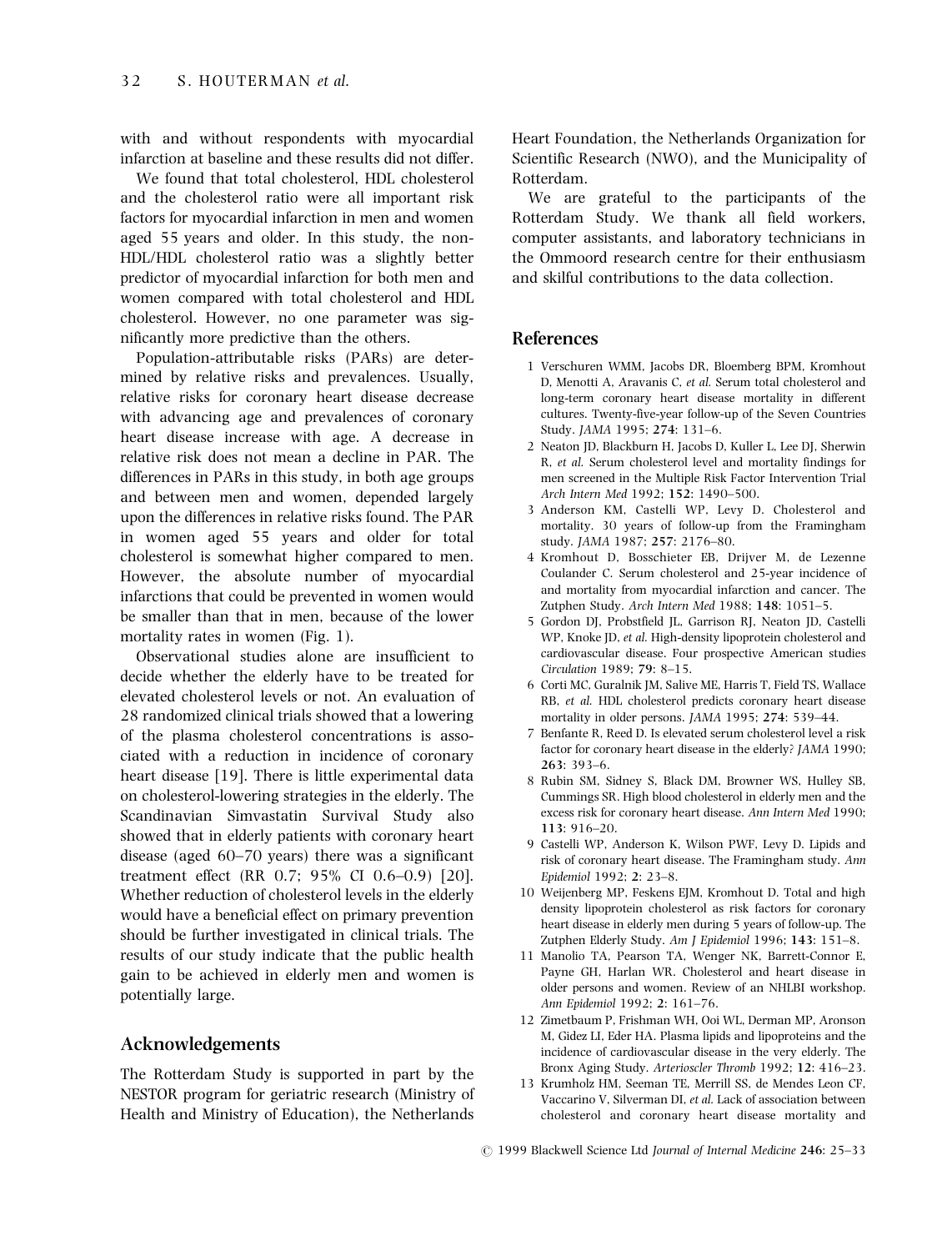with and without respondents with myocardial infarction at baseline and these results did not differ.

We found that total cholesterol, HDL cholesterol and the cholesterol ratio were all important risk factors for myocardial infarction in men and women aged 55 years and older. In this study, the non-HDL/HDL cholesterol ratio was a slightly better predictor of myocardial infarction for both men and women compared with total cholesterol and HDL cholesterol. However, no one parameter was significantly more predictive than the others.

Population-attributable risks (PARs) are determined by relative risks and prevalences. Usually, relative risks for coronary heart disease decrease with advancing age and prevalences of coronary heart disease increase with age. A decrease in relative risk does not mean a decline in PAR. The differences in PARs in this study, in both age groups and between men and women, depended largely upon the differences in relative risks found. The PAR in women aged 55 years and older for total cholesterol is somewhat higher compared to men. However, the absolute number of myocardial infarctions that could be prevented in women would be smaller than that in men, because of the lower mortality rates in women (Fig. 1).

Observational studies alone are insufficient to decide whether the elderly have to be treated for elevated cholesterol levels or not. An evaluation of 28 randomized clinical trials showed that a lowering of the plasma cholesterol concentrations is associated with a reduction in incidence of coronary heart disease [19]. There is little experimental data on cholesterol-lowering strategies in the elderly. The Scandinavian Simvastatin Survival Study also showed that in elderly patients with coronary heart disease (aged 60–70 years) there was a significant treatment effect (RR 0.7; 95% CI 0.6–0.9) [20]. Whether reduction of cholesterol levels in the elderly would have a beneficial effect on primary prevention should be further investigated in clinical trials. The results of our study indicate that the public health gain to be achieved in elderly men and women is potentially large.

## Acknowledgements

The Rotterdam Study is supported in part by the NESTOR program for geriatric research (Ministry of Health and Ministry of Education), the Netherlands Heart Foundation, the Netherlands Organization for Scientific Research (NWO), and the Municipality of Rotterdam.

We are grateful to the participants of the Rotterdam Study. We thank all field workers, computer assistants, and laboratory technicians in the Ommoord research centre for their enthusiasm and skilful contributions to the data collection.

## References

1 Verschuren WMM, Jacobs DR, Bloemberg BPM, Kromhout D, Menotti A, Aravanis C, *et al.* Serum total cholesterol and long-term coronary heart disease mortality in different cultures. Twenty-five-year follow-up of the Seven Countries Study. *JAMA* 1995; **274**: 131–6.

2 Neaton JD, Blackburn H, Jacobs D, Kuller L, Lee DJ, Sherwin R, *et al.* Serum cholesterol level and mortality findings for men screened in the Multiple Risk Factor Intervention Trial *Arch Intern Med* 1992; **152**: 1490–500.

3 Anderson KM, Castelli WP, Levy D. Cholesterol and mortality. 30 years of follow-up from the Framingham study. *JAMA* 1987; **257**: 2176–80.

4 Kromhout D, Bosschieter EB, Drijver M, de Lezenne Coulander C. Serum cholesterol and 25-year incidence of and mortality from myocardial infarction and cancer. The Zutphen Study. *Arch Intern Med* 1988; **148**: 1051–5.

5 Gordon DJ, Probstfield JL, Garrison RJ, Neaton JD, Castelli WP, Knoke JD, *et al.* High-density lipoprotein cholesterol and cardiovascular disease. Four prospective American studies *Circulation* 1989; **79**: 8–15.

6 Corti MC, Guralnik JM, Salive ME, Harris T, Field TS, Wallace RB, *et al.* HDL cholesterol predicts coronary heart disease mortality in older persons. *JAMA* 1995; **274**: 539–44.

7 Benfante R, Reed D. Is elevated serum cholesterol level a risk factor for coronary heart disease in the elderly? *JAMA* 1990; **263**: 393–6.

8 Rubin SM, Sidney S, Black DM, Browner WS, Hulley SB, Cummings SR. High blood cholesterol in elderly men and the excess risk for coronary heart disease. *Ann Intern Med* 1990; **113**: 916–20.

9 Castelli WP, Anderson K, Wilson PWF, Levy D. Lipids and risk of coronary heart disease. The Framingham study. *Ann Epidemiol* 1992; **2**: 23–8.

10 Weijenberg MP, Feskens EJM, Kromhout D. Total and high density lipoprotein cholesterol as risk factors for coronary heart disease in elderly men during 5 years of follow-up. The Zutphen Elderly Study. *Am J Epidemiol* 1996; **143**: 151–8.

11 Manolio TA, Pearson TA, Wenger NK, Barrett-Connor E, Payne GH, Harlan WR. Cholesterol and heart disease in older persons and women. Review of an NHLBI workshop. *Ann Epidemiol* 1992; **2**: 161–76.

12 Zimetbaum P, Frishman WH, Ooi WL, Derman MP, Aronson M, Gidez LI, Eder HA. Plasma lipids and lipoproteins and the incidence of cardiovascular disease in the very elderly. The Bronx Aging Study. *Arterioscler Thromb* 1992; **12**: 416–23.

13 Krumholz HM, Seeman TE, Merrill SS, de Mendes Leon CF, Vaccarino V, Silverman DI, *et al.* Lack of association between cholesterol and coronary heart disease mortality and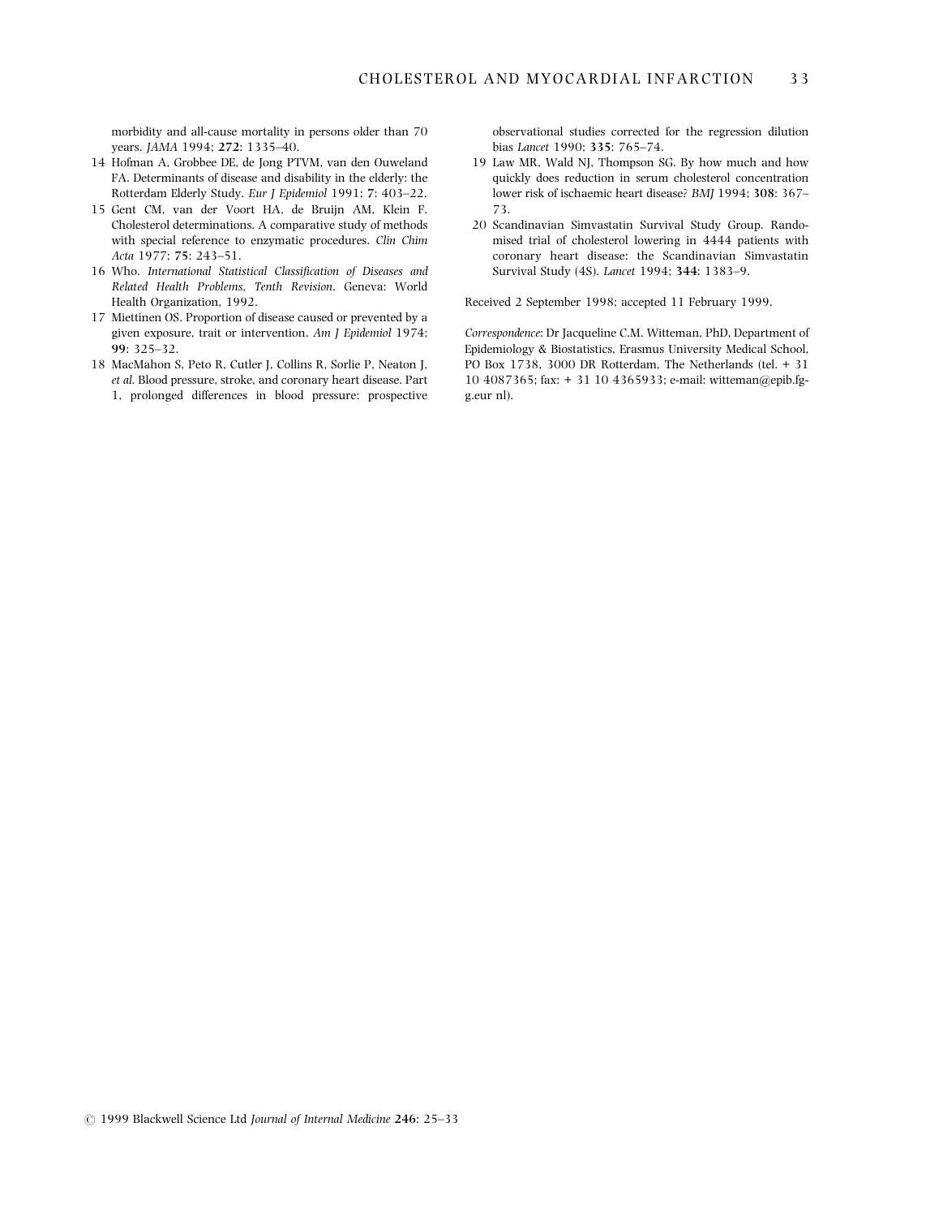morbidity and all-cause mortality in persons older than 70 years. *JAMA* 1994; **272**: 1335–40.

14 Hofman A, Grobbee DE, de Jong PTVM, van den Ouweland FA. Determinants of disease and disability in the elderly: the Rotterdam Elderly Study. *Eur J Epidemiol* 1991; **7**: 403–22.

15 Gent CM, van der Voort HA, de Bruijn AM, Klein F. Cholesterol determinations. A comparative study of methods with special reference to enzymatic procedures. *Clin Chim Acta* 1977; **75**: 243–51.

16 Who. *International Statistical Classification of Diseases and Related Health Problems, Tenth Revision*. Geneva: World Health Organization, 1992.

17 Miettinen OS. Proportion of disease caused or prevented by a given exposure, trait or intervention. *Am J Epidemiol* 1974; **99**: 325–32.

18 MacMahon S, Peto R, Cutler J, Collins R, Sorlie P, Neaton J, *et al.* Blood pressure, stroke, and coronary heart disease. Part 1, prolonged differences in blood pressure: prospective observational studies corrected for the regression dilution bias *Lancet* 1990; **335**: 765–74.

19 Law MR, Wald NJ, Thompson SG. By how much and how quickly does reduction in serum cholesterol concentration lower risk of ischaemic heart disease? *BMJ* 1994; **308**: 367–73.

20 Scandinavian Simvastatin Survival Study Group. Randomised trial of cholesterol lowering in 4444 patients with coronary heart disease: the Scandinavian Simvastatin Survival Study (4S). *Lancet* 1994; **344**: 1383–9.

Received 2 September 1998; accepted 11 February 1999.

*Correspondence*: Dr Jacqueline C.M. Witteman, PhD, Department of Epidemiology & Biostatistics, Erasmus University Medical School, PO Box 1738, 3000 DR Rotterdam, The Netherlands (tel. + 31 10 4087365; fax: + 31 10 4365933; e-mail: witteman@epib.fgg.eur nl).